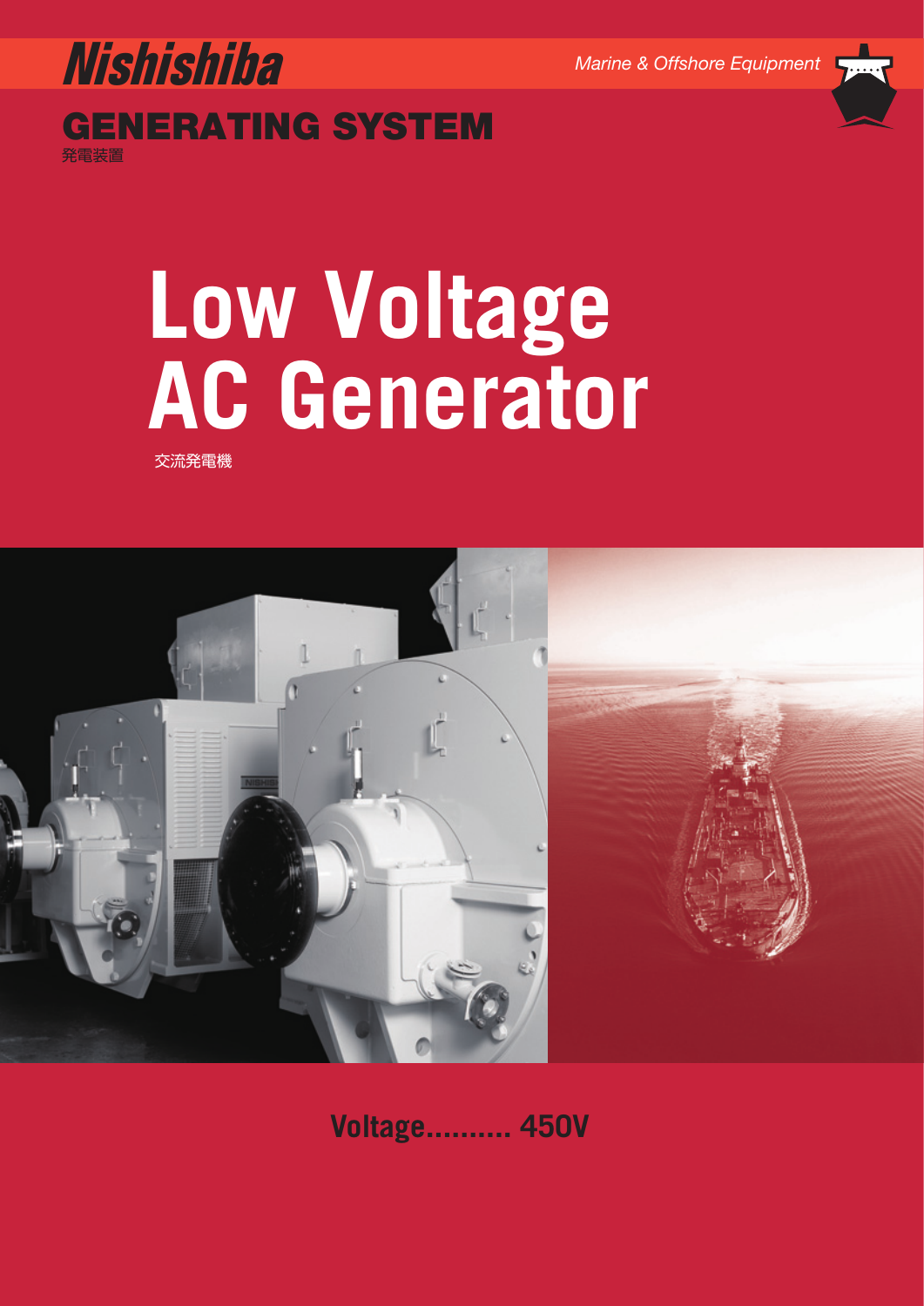Nishishiba

Marine & Offshore Equipment

# GENERATING SYSTEM

発電装置

# Low Voltage AC Generator

交流発電機

**Voltage.......... 450V**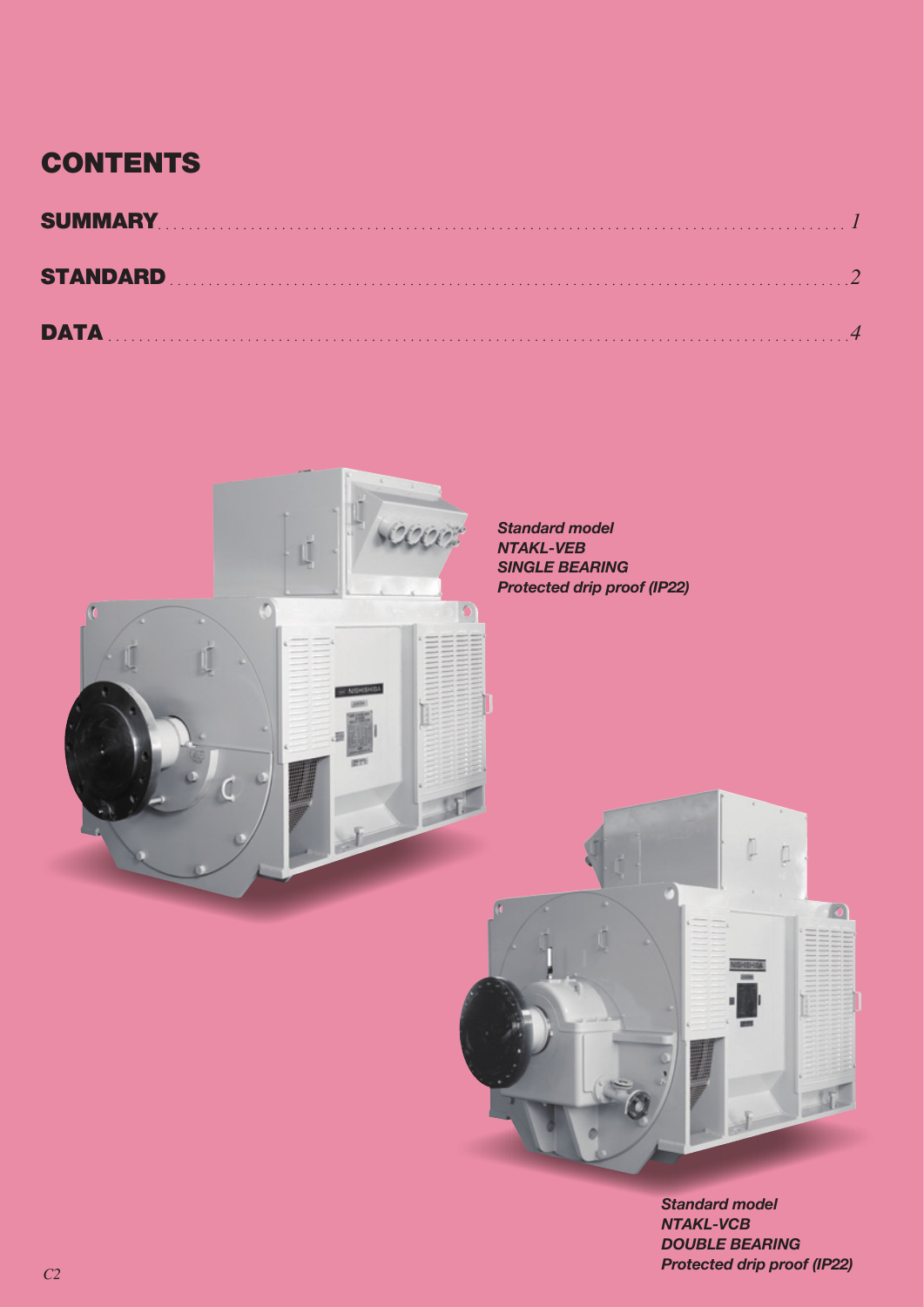# CONTENTS

**SUMMARY** ........ 1

**STANDARD** ........ 2

**DATA** ........ 4

***Standard model***
***NTAKL-VEB***
***SINGLE BEARING***
***Protected drip proof (IP22)***

***Standard model***
***NTAKL-VCB***
***DOUBLE BEARING***
***Protected drip proof (IP22)***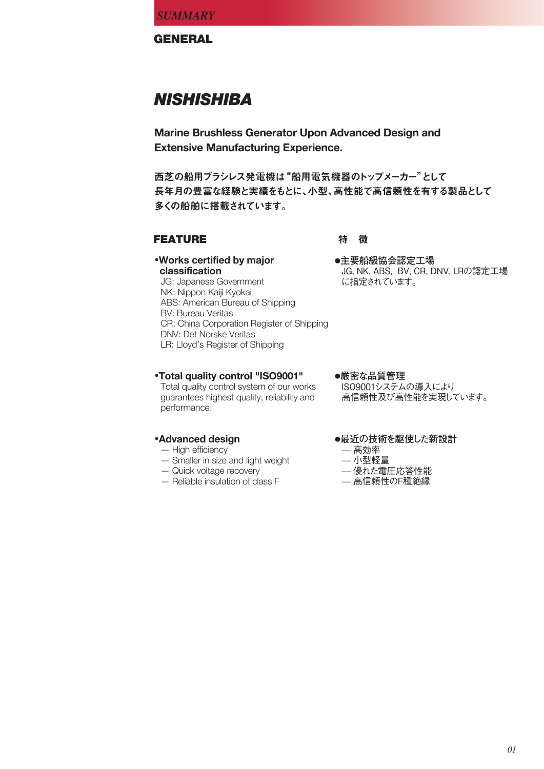*SUMMARY*

## GENERAL

# *NISHISHIBA*

**Marine Brushless Generator Upon Advanced Design and Extensive Manufacturing Experience.**

**西芝の船用ブラシレス発電機は“船用電気機器のトップメーカー”として長年月の豊富な経験と実績をもとに、小型、高性能で高信頼性を有する製品として多くの船舶に搭載されています。**

## FEATURE

**•Works certified by major classification**

JG: Japanese Government
NK: Nippon Kaiji Kyokai
ABS: American Bureau of Shipping
BV: Bureau Veritas
CR: China Corporation Register of Shipping
DNV: Det Norske Veritas
LR: Lloyd's Register of Shipping

**•Total quality control "ISO9001"**

Total quality control system of our works guarantees highest quality, reliability and performance.

**•Advanced design**

— High efficiency
— Smaller in size and light weight
— Quick voltage recovery
— Reliable insulation of class F

## 特　徴

**●主要船級協会認定工場**

JG, NK, ABS,  BV, CR, DNV, LRの認定工場に指定されています。

**●厳密な品質管理**

ISO9001システムの導入により高信頼性及び高性能を実現しています。

**●最近の技術を駆使した新設計**

— 高効率
— 小型軽量
— 優れた電圧応答性能
— 高信頼性のF種絶縁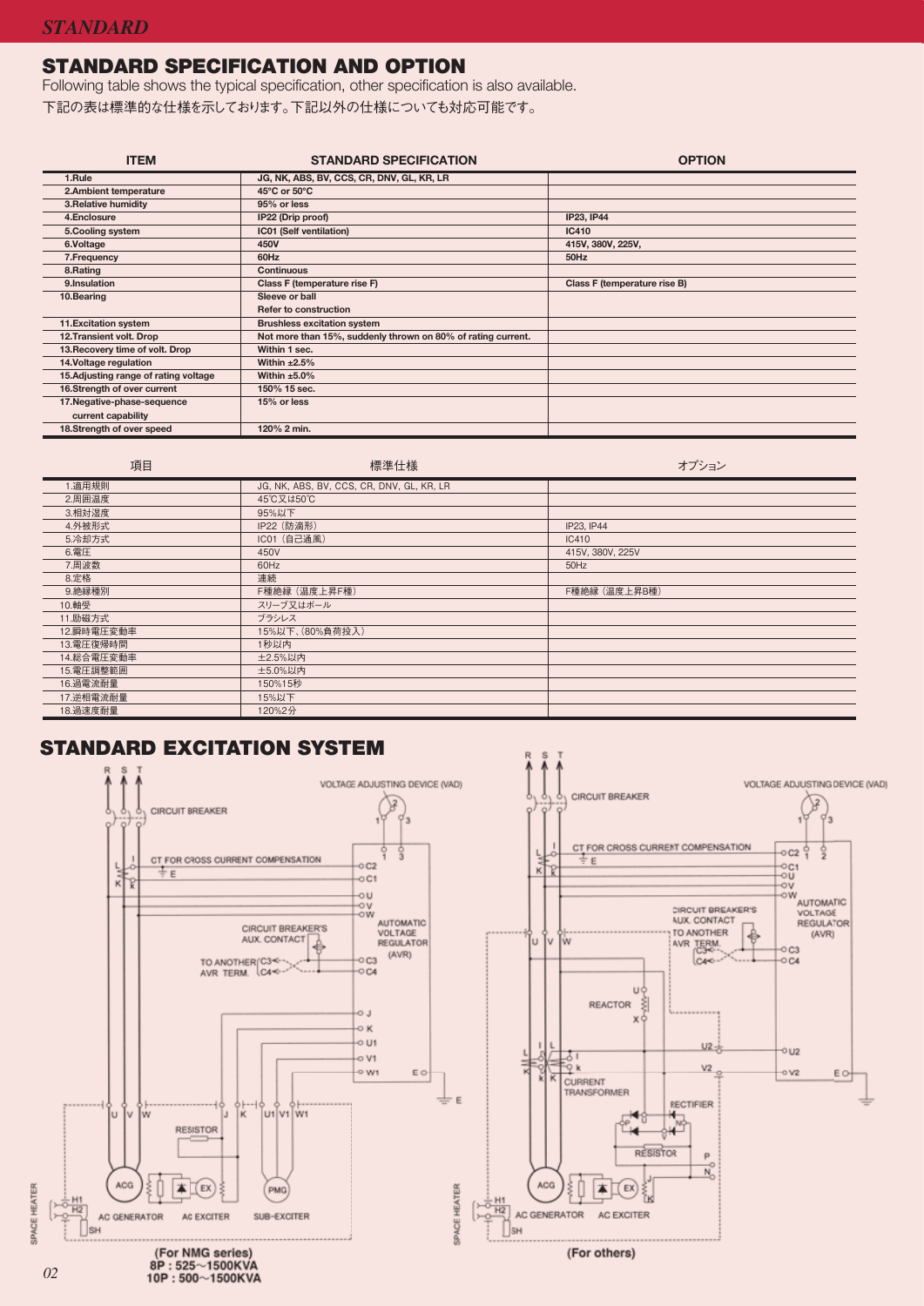## STANDARD SPECIFICATION AND OPTION

Following table shows the typical specification, other specification is also available.

下記の表は標準的な仕様を示しております。下記以外の仕様についても対応可能です。

| ITEM | STANDARD SPECIFICATION | OPTION |
|---|---|---|
| 1.Rule | JG, NK, ABS, BV, CCS, CR, DNV, GL, KR, LR | |
| 2.Ambient temperature | 45°C or 50°C | |
| 3.Relative humidity | 95% or less | |
| 4.Enclosure | IP22 (Drip proof) | IP23, IP44 |
| 5.Cooling system | IC01 (Self ventilation) | IC410 |
| 6.Voltage | 450V | 415V, 380V, 225V, |
| 7.Frequency | 60Hz | 50Hz |
| 8.Rating | Continuous | |
| 9.Insulation | Class F (temperature rise F) | Class F (temperature rise B) |
| 10.Bearing | Sleeve or ball<br>Refer to construction | |
| 11.Excitation system | Brushless excitation system | |
| 12.Transient volt. Drop | Not more than 15%, suddenly thrown on 80% of rating current. | |
| 13.Recovery time of volt. Drop | Within 1 sec. | |
| 14.Voltage regulation | Within ±2.5% | |
| 15.Adjusting range of rating voltage | Within ±5.0% | |
| 16.Strength of over current | 150% 15 sec. | |
| 17.Negative-phase-sequence current capability | 15% or less | |
| 18.Strength of over speed | 120% 2 min. | |

| 項目 | 標準仕様 | オプション |
|---|---|---|
| 1.適用規則 | JG, NK, ABS, BV, CCS, CR, DNV, GL, KR, LR | |
| 2.周囲温度 | 45℃又は50℃ | |
| 3.相対湿度 | 95%以下 | |
| 4.外被形式 | IP22（防滴形） | IP23, IP44 |
| 5.冷却方式 | IC01（自己通風） | IC410 |
| 6.電圧 | 450V | 415V, 380V, 225V |
| 7.周波数 | 60Hz | 50Hz |
| 8.定格 | 連続 | |
| 9.絶縁種別 | F種絶縁（温度上昇F種） | F種絶縁（温度上昇B種） |
| 10.軸受 | スリーブ又はボール | |
| 11.励磁方式 | ブラシレス | |
| 12.瞬時電圧変動率 | 15%以下、(80%負荷投入) | |
| 13.電圧復帰時間 | 1秒以内 | |
| 14.総合電圧変動率 | ±2.5%以内 | |
| 15.電圧調整範囲 | ±5.0%以内 | |
| 16.過電流耐量 | 150%15秒 | |
| 17.逆相電流耐量 | 15%以下 | |
| 18.過速度耐量 | 120%2分 | |

## STANDARD EXCITATION SYSTEM

R S T — CIRCUIT BREAKER — VOLTAGE ADJUSTING DEVICE (VAD) — CT FOR CROSS CURRENT COMPENSATION — CIRCUIT BREAKER'S AUX. CONTACT — TO ANOTHER AVR TERM. — AUTOMATIC VOLTAGE REGULATOR (AVR) — RESISTOR — ACG — EX — PMG — SPACE HEATER — AC GENERATOR — AC EXCITER — SUB-EXCITER

(For NMG series)
8P : 525～1500KVA
10P : 500～1500KVA

R S T — CIRCUIT BREAKER — VOLTAGE ADJUSTING DEVICE (VAD) — CT FOR CROSS CURRENT COMPENSATION — CIRCUIT BREAKER'S AUX. CONTACT — TO ANOTHER AVR TERM. — AUTOMATIC VOLTAGE REGULATOR (AVR) — REACTOR — CURRENT TRANSFORMER — RECTIFIER — RESISTOR — ACG — EX — SPACE HEATER — AC GENERATOR — AC EXCITER

(For others)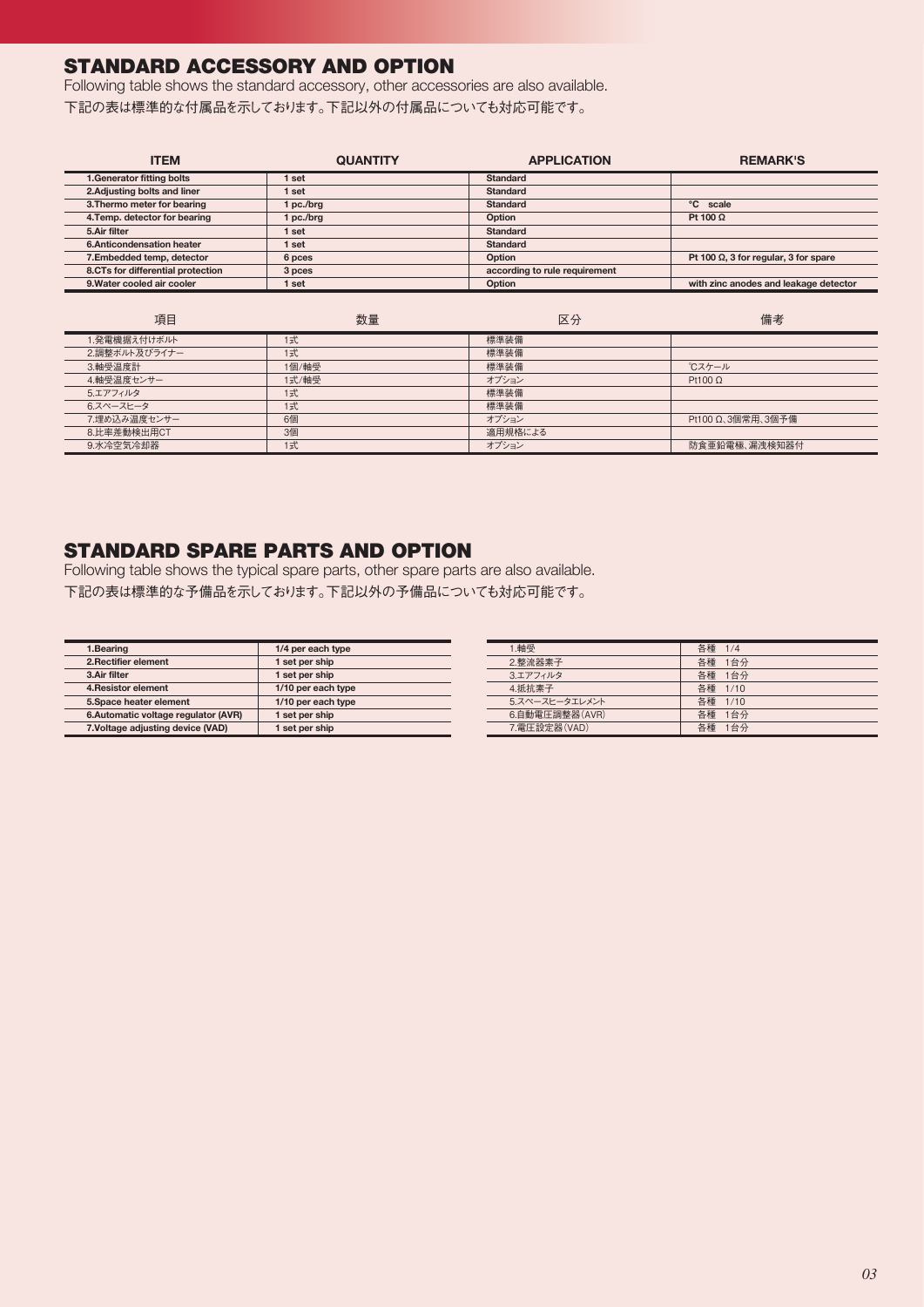## STANDARD ACCESSORY AND OPTION

Following table shows the standard accessory, other accessories are also available.
下記の表は標準的な付属品を示しております。下記以外の付属品についても対応可能です。

| ITEM | QUANTITY | APPLICATION | REMARK'S |
|---|---|---|---|
| 1.Generator fitting bolts | 1 set | Standard | |
| 2.Adjusting bolts and liner | 1 set | Standard | |
| 3.Thermo meter for bearing | 1 pc./brg | Standard | °C scale |
| 4.Temp. detector for bearing | 1 pc./brg | Option | Pt 100 Ω |
| 5.Air filter | 1 set | Standard | |
| 6.Anticondensation heater | 1 set | Standard | |
| 7.Embedded temp, detector | 6 pces | Option | Pt 100 Ω, 3 for regular, 3 for spare |
| 8.CTs for differential protection | 3 pces | according to rule requirement | |
| 9.Water cooled air cooler | 1 set | Option | with zinc anodes and leakage detector |

| 項目 | 数量 | 区分 | 備考 |
|---|---|---|---|
| 1.発電機据え付けボルト | 1式 | 標準装備 | |
| 2.調整ボルト及びライナー | 1式 | 標準装備 | |
| 3.軸受温度計 | 1個/軸受 | 標準装備 | ℃スケール |
| 4.軸受温度センサー | 1式/軸受 | オプション | Pt100 Ω |
| 5.エアフィルタ | 1式 | 標準装備 | |
| 6.スペースヒータ | 1式 | 標準装備 | |
| 7.埋め込み温度センサー | 6個 | オプション | Pt100 Ω、3個常用、3個予備 |
| 8.比率差動検出用CT | 3個 | 適用規格による | |
| 9.水冷空気冷却器 | 1式 | オプション | 防食亜鉛電極、漏洩検知器付 |

## STANDARD SPARE PARTS AND OPTION

Following table shows the typical spare parts, other spare parts are also available.
下記の表は標準的な予備品を示しております。下記以外の予備品についても対応可能です。

| Item | Quantity |
|---|---|
| 1.Bearing | 1/4 per each type |
| 2.Rectifier element | 1 set per ship |
| 3.Air filter | 1 set per ship |
| 4.Resistor element | 1/10 per each type |
| 5.Space heater element | 1/10 per each type |
| 6.Automatic voltage regulator (AVR) | 1 set per ship |
| 7.Voltage adjusting device (VAD) | 1 set per ship |

| 項目 | 数量 |
|---|---|
| 1.軸受 | 各種 1/4 |
| 2.整流器素子 | 各種 1台分 |
| 3.エアフィルタ | 各種 1台分 |
| 4.抵抗素子 | 各種 1/10 |
| 5.スペースヒータエレメント | 各種 1/10 |
| 6.自動電圧調整器(AVR) | 各種 1台分 |
| 7.電圧設定器(VAD) | 各種 1台分 |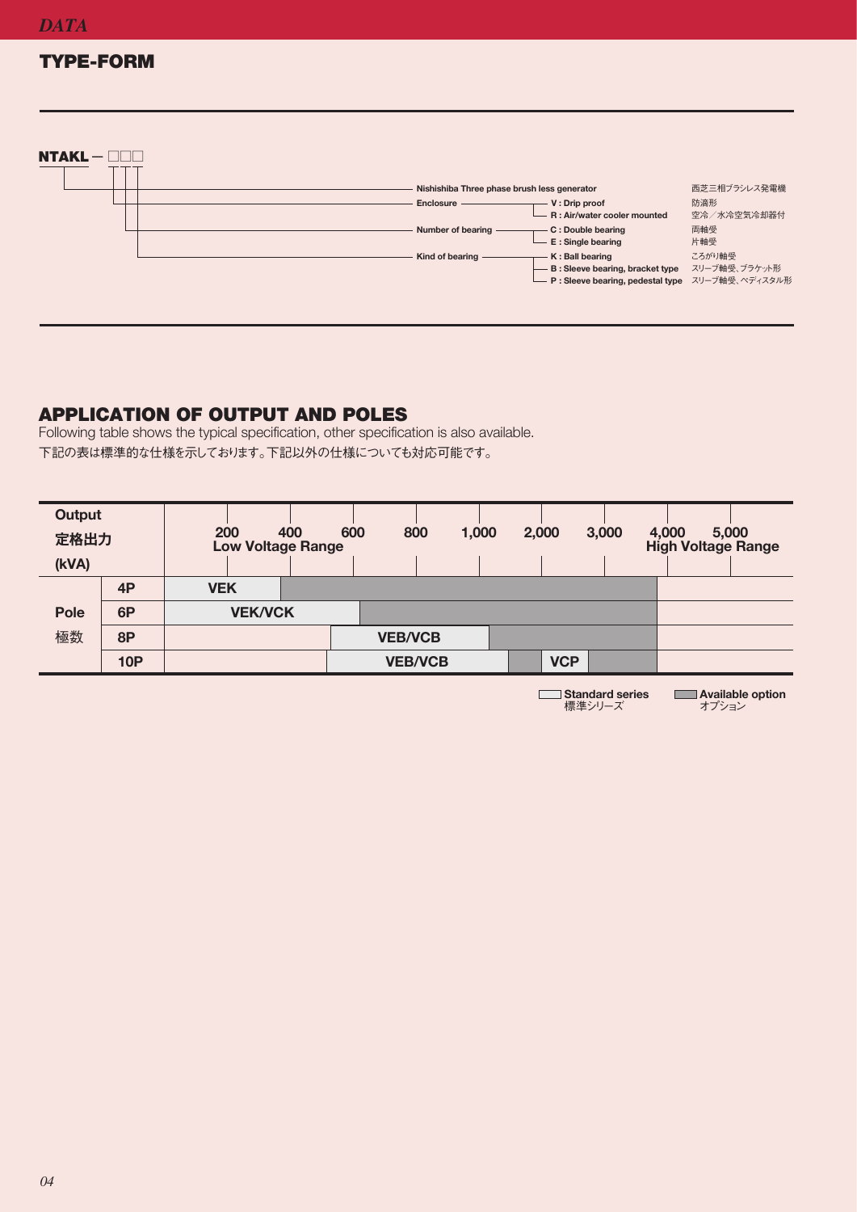*DATA*

## TYPE-FORM

**NTAKL — □□□**

| Code | Description | | Japanese |
|---|---|---|---|
| NTAKL | Nishishiba Three phase brush less generator | | 西芝三相ブラシレス発電機 |
| 1st □ | Enclosure | V : Drip proof | 防滴形 |
| | | R : Air/water cooler mounted | 空冷／水冷空気冷却器付 |
| 2nd □ | Number of bearing | C : Double bearing | 両軸受 |
| | | E : Single bearing | 片軸受 |
| 3rd □ | Kind of bearing | K : Ball bearing | ころがり軸受 |
| | | B : Sleeve bearing, bracket type | スリーブ軸受、ブラケット形 |
| | | P : Sleeve bearing, pedestal type | スリーブ軸受、ペディスタル形 |

## APPLICATION OF OUTPUT AND POLES

Following table shows the typical specification, other specification is also available.
下記の表は標準的な仕様を示しております。下記以外の仕様についても対応可能です。

| Output 定格出力 (kVA) | | Standard series 標準シリーズ | Available option オプション |
|---|---|---|---|
| Pole 極数 | 4P | VEK (up to approx. 300) | up to approx. 4,000 |
| | 6P | VEK/VCK (up to approx. 600) | up to approx. 4,000 |
| | 8P | VEB/VCB (approx. 500 – 1,000) | up to approx. 4,000 |
| | 10P | VEB/VCB (approx. 500 – 1,500); VCP (approx. 2,000 – 2,500) | up to approx. 4,000 |

Output scale (kVA): 200, 400, 600, 800, 1,000, 2,000, 3,000, 4,000, 5,000 — **Low Voltage Range** (200–400), **High Voltage Range** (4,000–5,000)

□ Standard series 標準シリーズ　■ Available option オプション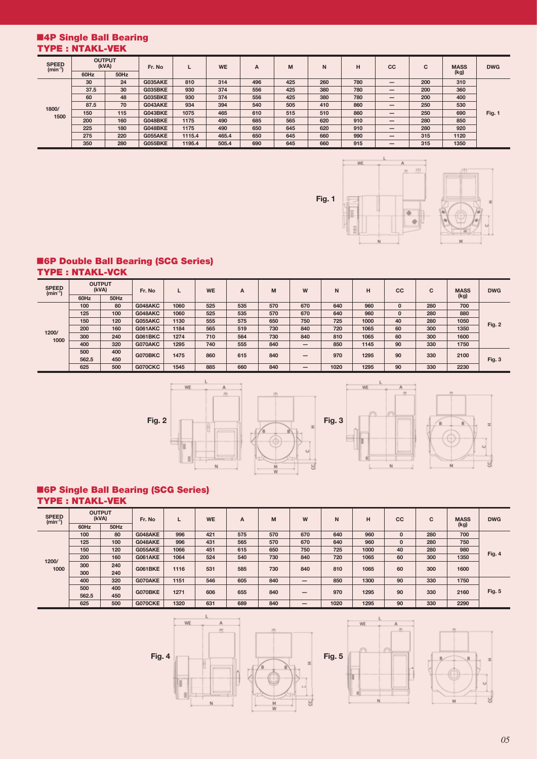## ■4P Single Ball Bearing

## TYPE : NTAKL-VEK

| SPEED (min$^{-1}$) | OUTPUT (kVA) | | Fr. No | L | WE | A | M | N | H | CC | C | MASS (kg) | DWG |
|---|---|---|---|---|---|---|---|---|---|---|---|---|---|
| | 60Hz | 50Hz | | | | | | | | | | | |
| 1800/ 1500 | 30 | 24 | G035AKE | 810 | 314 | 496 | 425 | 260 | 780 | — | 200 | 310 | Fig. 1 |
| | 37.5 | 30 | G035BKE | 930 | 374 | 556 | 425 | 380 | 780 | — | 200 | 360 | |
| | 60 | 48 | G035BKE | 930 | 374 | 556 | 425 | 380 | 780 | — | 200 | 400 | |
| | 87.5 | 70 | G043AKE | 934 | 394 | 540 | 505 | 410 | 860 | — | 250 | 530 | |
| | 150 | 115 | G043BKE | 1075 | 465 | 610 | 515 | 510 | 860 | — | 250 | 690 | |
| | 200 | 160 | G048BKE | 1175 | 490 | 685 | 565 | 620 | 910 | — | 280 | 850 | |
| | 225 | 180 | G048BKE | 1175 | 490 | 650 | 645 | 620 | 910 | — | 280 | 920 | |
| | 275 | 220 | G055AKE | 1115.4 | 465.4 | 650 | 645 | 660 | 990 | — | 315 | 1120 | |
| | 350 | 280 | G055BKE | 1195.4 | 505.4 | 690 | 645 | 660 | 915 | — | 315 | 1350 | |

Fig. 1

## ■6P Double Ball Bearing (SCG Series)

## TYPE : NTAKL-VCK

| SPEED (min$^{-1}$) | OUTPUT (kVA) | | Fr. No | L | WE | A | M | W | N | H | CC | C | MASS (kg) | DWG |
|---|---|---|---|---|---|---|---|---|---|---|---|---|---|---|
| | 60Hz | 50Hz | | | | | | | | | | | | |
| 1200/ 1000 | 100 | 80 | G048AKC | 1060 | 525 | 535 | 570 | 670 | 640 | 960 | 0 | 280 | 700 | Fig. 2 |
| | 125 | 100 | G048AKC | 1060 | 525 | 535 | 570 | 670 | 640 | 960 | 0 | 280 | 880 | |
| | 150 | 120 | G055AKC | 1130 | 555 | 575 | 650 | 750 | 725 | 1000 | 40 | 280 | 1050 | |
| | 200 | 160 | G061AKC | 1184 | 565 | 519 | 730 | 840 | 720 | 1065 | 60 | 300 | 1350 | |
| | 300 | 240 | G061BKC | 1274 | 710 | 564 | 730 | 840 | 810 | 1065 | 60 | 300 | 1600 | |
| | 400 | 320 | G070AKC | 1295 | 740 | 555 | 840 | — | 850 | 1145 | 90 | 330 | 1750 | |
| | 500 / 562.5 | 400 / 450 | G070BKC | 1475 | 860 | 615 | 840 | — | 970 | 1295 | 90 | 330 | 2100 | Fig. 3 |
| | 625 | 500 | G070CKC | 1545 | 885 | 660 | 840 | — | 1020 | 1295 | 90 | 330 | 2230 | |

Fig. 2

Fig. 3

## ■6P Single Ball Bearing (SCG Series)

## TYPE : NTAKL-VEK

| SPEED (min$^{-1}$) | OUTPUT (kVA) | | Fr. No | L | WE | A | M | W | N | H | CC | C | MASS (kg) | DWG |
|---|---|---|---|---|---|---|---|---|---|---|---|---|---|---|
| | 60Hz | 50Hz | | | | | | | | | | | | |
| 1200/ 1000 | 100 | 80 | G048AKE | 996 | 421 | 575 | 570 | 670 | 640 | 960 | 0 | 280 | 700 | Fig. 4 |
| | 125 | 100 | G048AKE | 996 | 431 | 565 | 570 | 670 | 640 | 960 | 0 | 280 | 750 | |
| | 150 | 120 | G055AKE | 1066 | 451 | 615 | 650 | 750 | 725 | 1000 | 40 | 280 | 980 | |
| | 200 | 160 | G061AKE | 1064 | 524 | 540 | 730 | 840 | 720 | 1065 | 60 | 300 | 1350 | |
| | 300 / 300 | 240 / 240 | G061BKE | 1116 | 531 | 585 | 730 | 840 | 810 | 1065 | 60 | 300 | 1600 | |
| | 400 | 320 | G070AKE | 1151 | 546 | 605 | 840 | — | 850 | 1300 | 90 | 330 | 1750 | Fig. 5 |
| | 500 / 562.5 | 400 / 450 | G070BKE | 1271 | 606 | 655 | 840 | — | 970 | 1295 | 90 | 330 | 2160 | |
| | 625 | 500 | G070CKE | 1320 | 631 | 689 | 840 | — | 1020 | 1295 | 90 | 330 | 2290 | |

Fig. 4

Fig. 5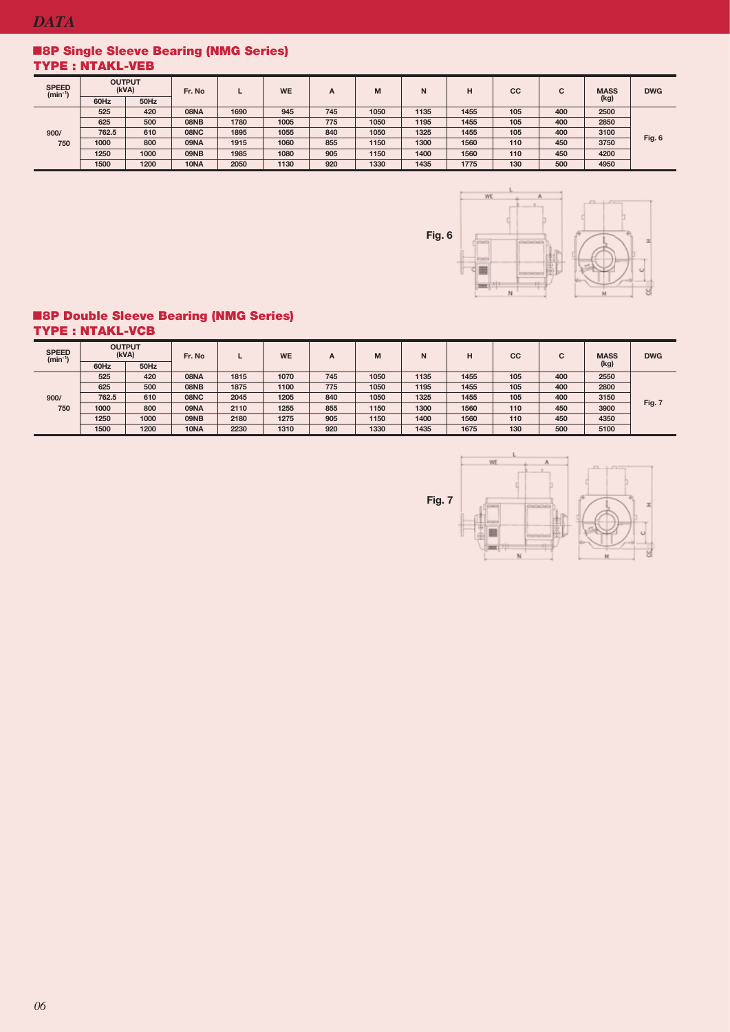## ■8P Single Sleeve Bearing (NMG Series)
### TYPE : NTAKL-VEB

| SPEED ($min^{-1}$) | OUTPUT (kVA) | | Fr. No | L | WE | A | M | N | H | CC | C | MASS (kg) | DWG |
|---|---|---|---|---|---|---|---|---|---|---|---|---|---|
| | 60Hz | 50Hz | | | | | | | | | | | |
| 900/ 750 | 525 | 420 | 08NA | 1690 | 945 | 745 | 1050 | 1135 | 1455 | 105 | 400 | 2500 | Fig. 6 |
| | 625 | 500 | 08NB | 1780 | 1005 | 775 | 1050 | 1195 | 1455 | 105 | 400 | 2850 | |
| | 762.5 | 610 | 08NC | 1895 | 1055 | 840 | 1050 | 1325 | 1455 | 105 | 400 | 3100 | |
| | 1000 | 800 | 09NA | 1915 | 1060 | 855 | 1150 | 1300 | 1560 | 110 | 450 | 3750 | |
| | 1250 | 1000 | 09NB | 1985 | 1080 | 905 | 1150 | 1400 | 1560 | 110 | 450 | 4200 | |
| | 1500 | 1200 | 10NA | 2050 | 1130 | 920 | 1330 | 1435 | 1775 | 130 | 500 | 4950 | |

Fig. 6

## ■8P Double Sleeve Bearing (NMG Series)
### TYPE : NTAKL-VCB

| SPEED ($min^{-1}$) | OUTPUT (kVA) | | Fr. No | L | WE | A | M | N | H | CC | C | MASS (kg) | DWG |
|---|---|---|---|---|---|---|---|---|---|---|---|---|---|
| | 60Hz | 50Hz | | | | | | | | | | | |
| 900/ 750 | 525 | 420 | 08NA | 1815 | 1070 | 745 | 1050 | 1135 | 1455 | 105 | 400 | 2550 | Fig. 7 |
| | 625 | 500 | 08NB | 1875 | 1100 | 775 | 1050 | 1195 | 1455 | 105 | 400 | 2800 | |
| | 762.5 | 610 | 08NC | 2045 | 1205 | 840 | 1050 | 1325 | 1455 | 105 | 400 | 3150 | |
| | 1000 | 800 | 09NA | 2110 | 1255 | 855 | 1150 | 1300 | 1560 | 110 | 450 | 3900 | |
| | 1250 | 1000 | 09NB | 2180 | 1275 | 905 | 1150 | 1400 | 1560 | 110 | 450 | 4350 | |
| | 1500 | 1200 | 10NA | 2230 | 1310 | 920 | 1330 | 1435 | 1675 | 130 | 500 | 5100 | |

Fig. 7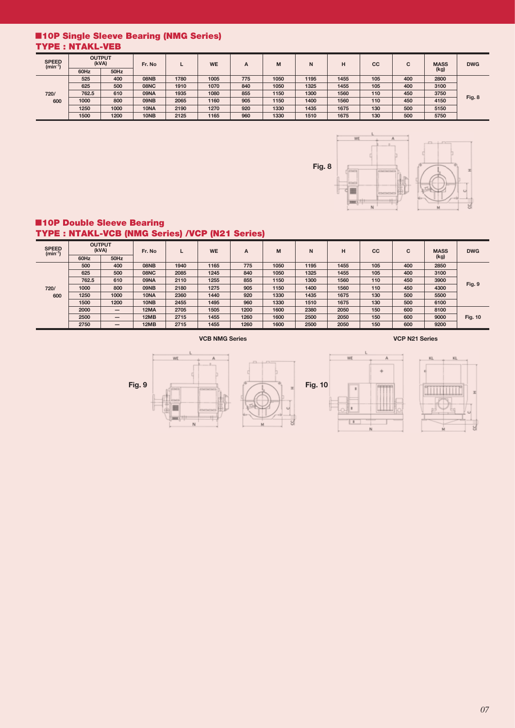## ■10P Single Sleeve Bearing (NMG Series)
## TYPE : NTAKL-VEB

| SPEED ($min^{-1}$) | OUTPUT (kVA) | | Fr. No | L | WE | A | M | N | H | CC | C | MASS (kg) | DWG |
|---|---|---|---|---|---|---|---|---|---|---|---|---|---|
| | 60Hz | 50Hz | | | | | | | | | | | |
| 720/ 600 | 525 | 400 | 08NB | 1780 | 1005 | 775 | 1050 | 1195 | 1455 | 105 | 400 | 2800 | Fig. 8 |
| | 625 | 500 | 08NC | 1910 | 1070 | 840 | 1050 | 1325 | 1455 | 105 | 400 | 3100 | |
| | 762.5 | 610 | 09NA | 1935 | 1080 | 855 | 1150 | 1300 | 1560 | 110 | 450 | 3750 | |
| | 1000 | 800 | 09NB | 2065 | 1160 | 905 | 1150 | 1400 | 1560 | 110 | 450 | 4150 | |
| | 1250 | 1000 | 10NA | 2190 | 1270 | 920 | 1330 | 1435 | 1675 | 130 | 500 | 5150 | |
| | 1500 | 1200 | 10NB | 2125 | 1165 | 960 | 1330 | 1510 | 1675 | 130 | 500 | 5750 | |

Fig. 8

## ■10P Double Sleeve Bearing
## TYPE : NTAKL-VCB (NMG Series) /VCP (N21 Series)

| SPEED ($min^{-1}$) | OUTPUT (kVA) | | Fr. No | L | WE | A | M | N | H | CC | C | MASS (kg) | DWG |
|---|---|---|---|---|---|---|---|---|---|---|---|---|---|
| | 60Hz | 50Hz | | | | | | | | | | | |
| 720/ 600 | 500 | 400 | 08NB | 1940 | 1165 | 775 | 1050 | 1195 | 1455 | 105 | 400 | 2850 | Fig. 9 |
| | 625 | 500 | 08NC | 2085 | 1245 | 840 | 1050 | 1325 | 1455 | 105 | 400 | 3100 | |
| | 762.5 | 610 | 09NA | 2110 | 1255 | 855 | 1150 | 1300 | 1560 | 110 | 450 | 3900 | |
| | 1000 | 800 | 09NB | 2180 | 1275 | 905 | 1150 | 1400 | 1560 | 110 | 450 | 4300 | |
| | 1250 | 1000 | 10NA | 2360 | 1440 | 920 | 1330 | 1435 | 1675 | 130 | 500 | 5500 | |
| | 1500 | 1200 | 10NB | 2455 | 1495 | 960 | 1330 | 1510 | 1675 | 130 | 500 | 6100 | |
| | 2000 | — | 12MA | 2705 | 1505 | 1200 | 1600 | 2380 | 2050 | 150 | 600 | 8100 | Fig. 10 |
| | 2500 | — | 12MB | 2715 | 1455 | 1260 | 1600 | 2500 | 2050 | 150 | 600 | 9000 | |
| | 2750 | — | 12MB | 2715 | 1455 | 1260 | 1600 | 2500 | 2050 | 150 | 600 | 9200 | |

VCB NMG Series

Fig. 9

VCP N21 Series

Fig. 10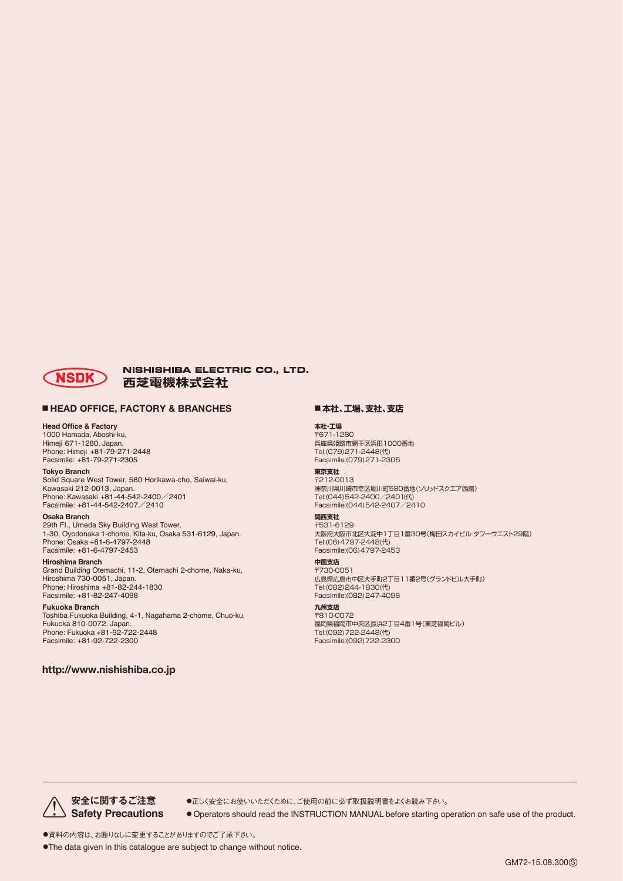NSDK

**NISHISHIBA ELECTRIC CO., LTD.**
**西芝電機株式会社**

## ■HEAD OFFICE, FACTORY & BRANCHES

**Head Office & Factory**
1000 Hamada, Aboshi-ku,
Himeji 671-1280, Japan.
Phone: Himeji +81-79-271-2448
Facsimile: +81-79-271-2305

**Tokyo Branch**
Solid Square West Tower, 580 Horikawa-cho, Saiwai-ku,
Kawasaki 212-0013, Japan.
Phone: Kawasaki +81-44-542-2400／2401
Facsimile: +81-44-542-2407／2410

**Osaka Branch**
29th Fl., Umeda Sky Building West Tower,
1-30, Oyodonaka 1-chome, Kita-ku, Osaka 531-6129, Japan.
Phone: Osaka +81-6-4797-2448
Facsimile: +81-6-4797-2453

**Hiroshima Branch**
Grand Building Otemachi, 11-2, Otemachi 2-chome, Naka-ku,
Hiroshima 730-0051, Japan.
Phone: Hiroshima +81-82-244-1830
Facsimile: +81-82-247-4098

**Fukuoka Branch**
Toshiba Fukuoka Building, 4-1, Nagahama 2-chome, Chuo-ku,
Fukuoka 810-0072, Japan.
Phone: Fukuoka +81-92-722-2448
Facsimile: +81-92-722-2300

**http://www.nishishiba.co.jp**

## ■本社、工場、支社、支店

**本社・工場**
〒671-1280
兵庫県姫路市網干区浜田1000番地
Tel:(079)271-2448(代)
Facsimile:(079)271-2305

**東京支社**
〒212-0013
神奈川県川崎市幸区堀川町580番地(ソリッドスクエア西館)
Tel:(044)542-2400／2401(代)
Facsimile:(044)542-2407／2410

**関西支社**
〒531-6129
大阪府大阪市北区大淀中1丁目1番30号(梅田スカイビル タワーウエスト29階)
Tel:(06)4797-2448(代)
Facsimile:(06)4797-2453

**中国支店**
〒730-0051
広島県広島市中区大手町2丁目11番2号(グランドビル大手町)
Tel:(082)244-1830(代)
Facsimile:(082)247-4098

**九州支店**
〒810-0072
福岡県福岡市中央区長浜2丁目4番1号(東芝福岡ビル)
Tel:(092)722-2448(代)
Facsimile:(092)722-2300

---

**安全に関するご注意**
**Safety Precautions**

●正しく安全にお使いいただくために、ご使用の前に必ず取扱説明書をよくお読み下さい。
● Operators should read the INSTRUCTION MANUAL before starting operation on safe use of the product.

●資料の内容は、お断りなしに変更することがありますのでご了承下さい。
●The data given in this catalogue are subject to change without notice.

GM72-15.08.300Ⓢ